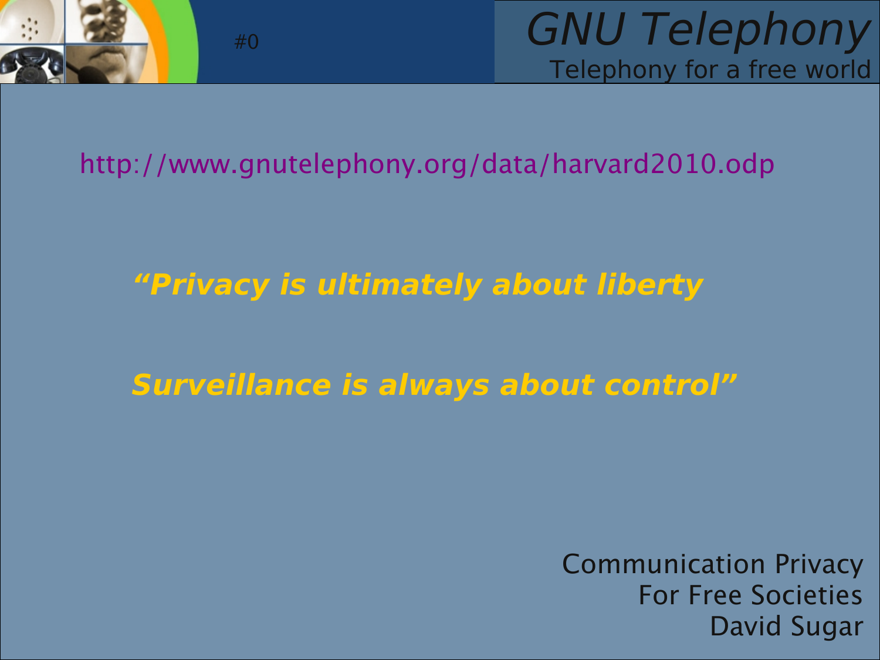# GNU Telephony

Telephony for a free world

http://www.gnutelephony.org/data/harvard2010.odp

***"Privacy is ultimately about liberty***

***Surveillance is always about control"***

Communication Privacy
For Free Societies
David Sugar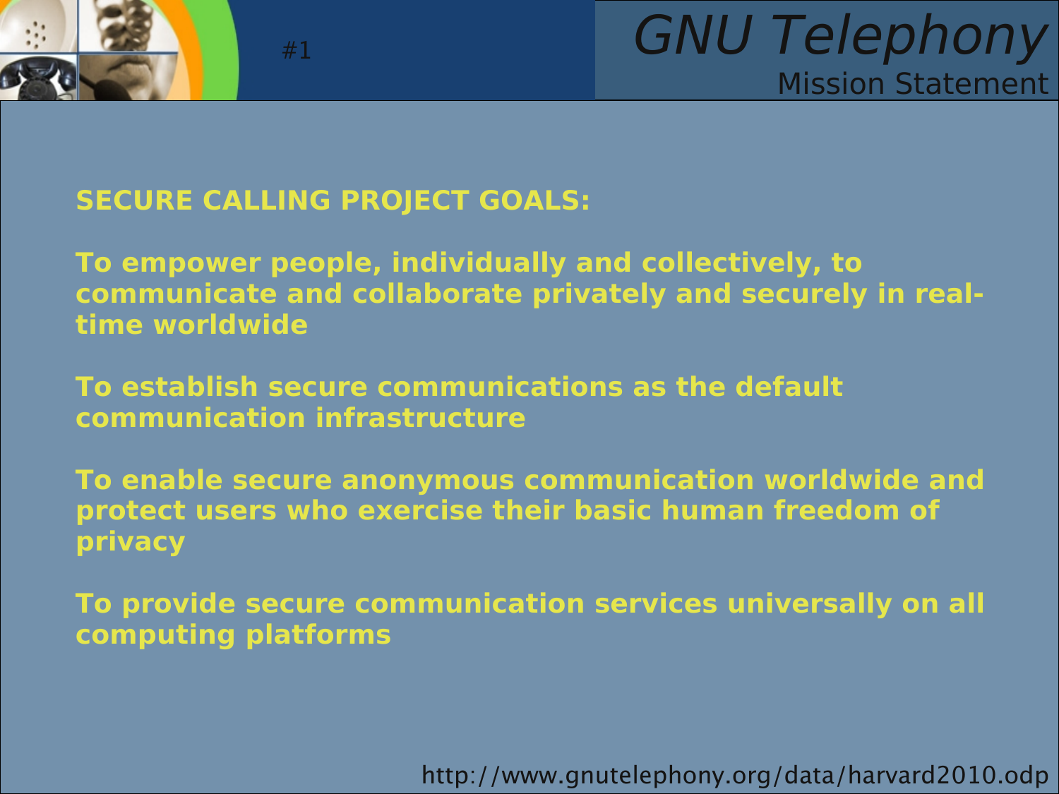# GNU Telephony

## Mission Statement

**SECURE CALLING PROJECT GOALS:**

**To empower people, individually and collectively, to communicate and collaborate privately and securely in real-time worldwide**

**To establish secure communications as the default communication infrastructure**

**To enable secure anonymous communication worldwide and protect users who exercise their basic human freedom of privacy**

**To provide secure communication services universally on all computing platforms**

http://www.gnutelephony.org/data/harvard2010.odp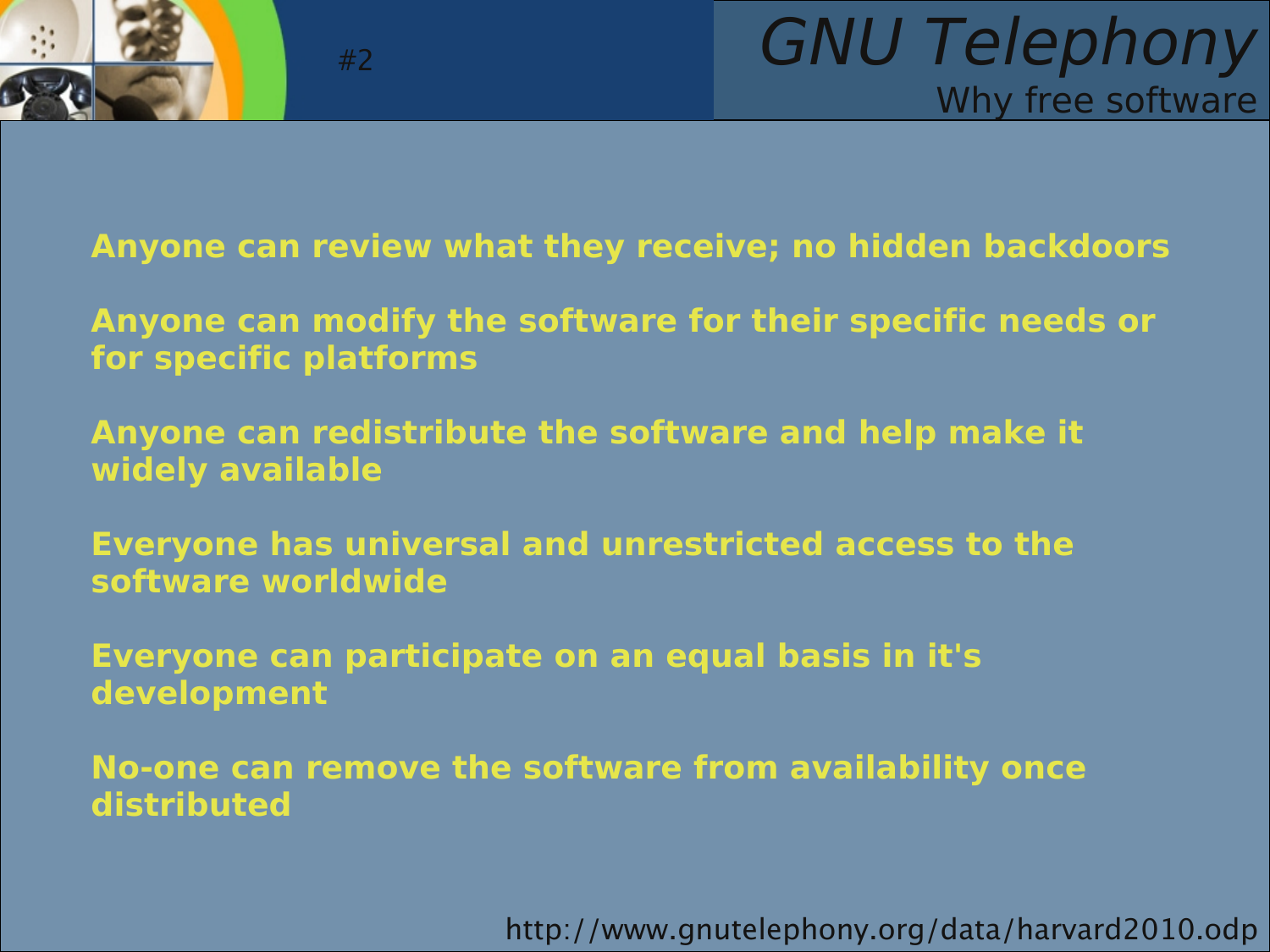# GNU Telephony

## Why free software

**Anyone can review what they receive; no hidden backdoors**

**Anyone can modify the software for their specific needs or for specific platforms**

**Anyone can redistribute the software and help make it widely available**

**Everyone has universal and unrestricted access to the software worldwide**

**Everyone can participate on an equal basis in it's development**

**No-one can remove the software from availability once distributed**

http://www.gnutelephony.org/data/harvard2010.odp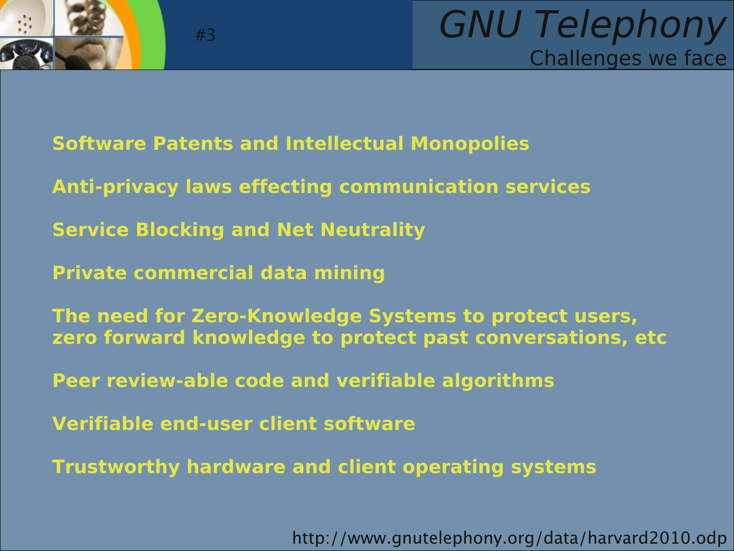# GNU Telephony

## Challenges we face

**Software Patents and Intellectual Monopolies**

**Anti-privacy laws effecting communication services**

**Service Blocking and Net Neutrality**

**Private commercial data mining**

**The need for Zero-Knowledge Systems to protect users, zero forward knowledge to protect past conversations, etc**

**Peer review-able code and verifiable algorithms**

**Verifiable end-user client software**

**Trustworthy hardware and client operating systems**

http://www.gnutelephony.org/data/harvard2010.odp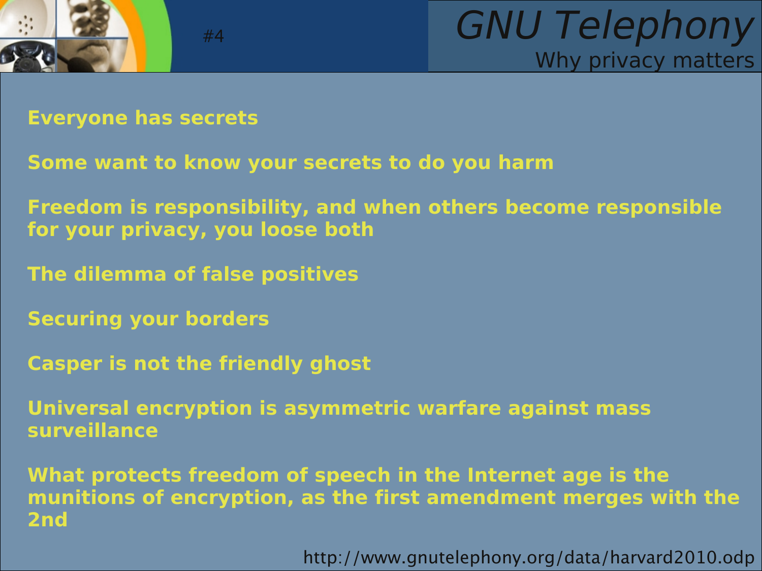# GNU Telephony

## Why privacy matters

**Everyone has secrets**

**Some want to know your secrets to do you harm**

**Freedom is responsibility, and when others become responsible for your privacy, you loose both**

**The dilemma of false positives**

**Securing your borders**

**Casper is not the friendly ghost**

**Universal encryption is asymmetric warfare against mass surveillance**

**What protects freedom of speech in the Internet age is the munitions of encryption, as the first amendment merges with the 2nd**

http://www.gnutelephony.org/data/harvard2010.odp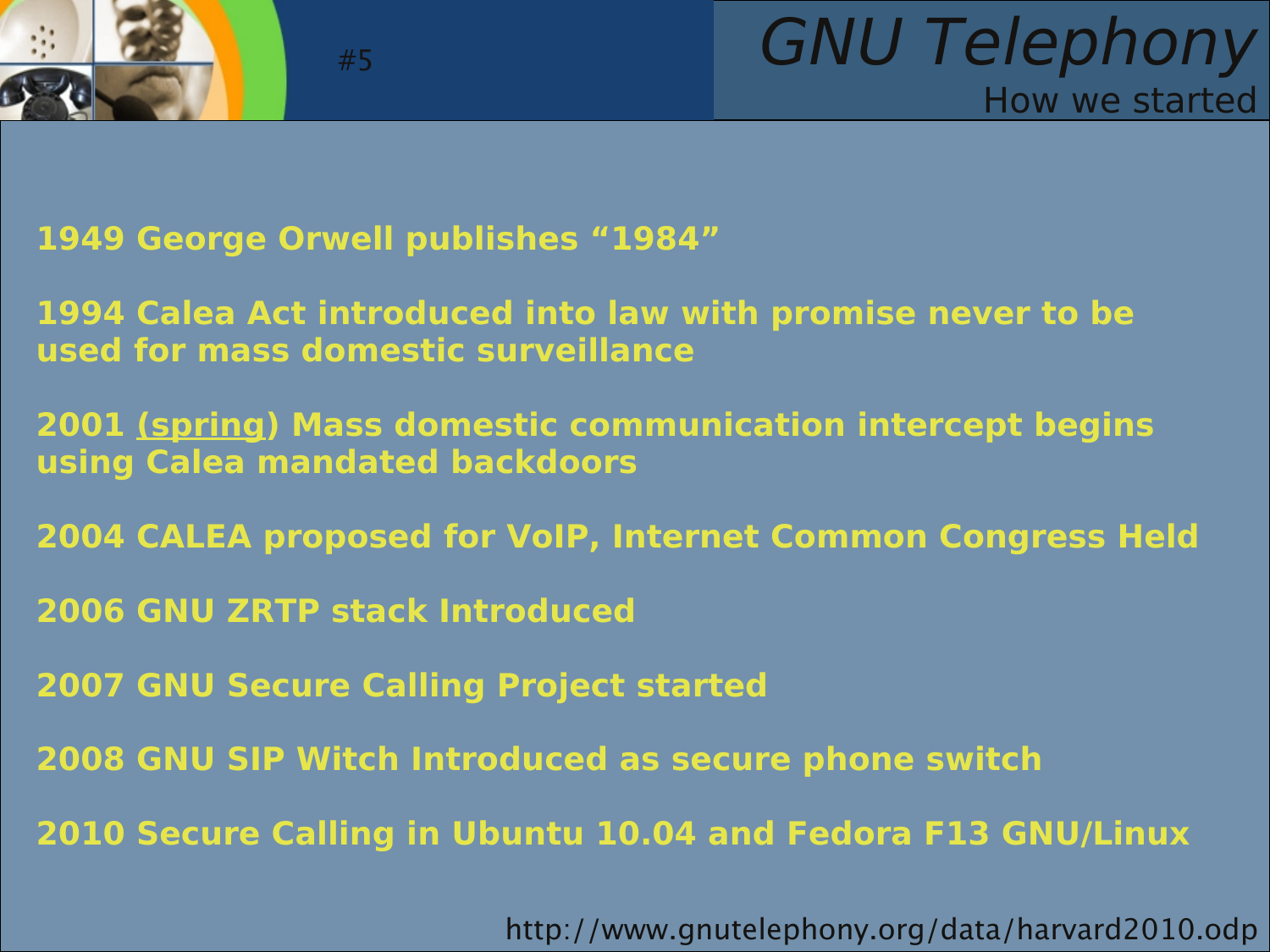# GNU Telephony

## How we started

**1949 George Orwell publishes "1984"**

**1994 Calea Act introduced into law with promise never to be used for mass domestic surveillance**

**2001 (spring) Mass domestic communication intercept begins using Calea mandated backdoors**

**2004 CALEA proposed for VoIP, Internet Common Congress Held**

**2006 GNU ZRTP stack Introduced**

**2007 GNU Secure Calling Project started**

**2008 GNU SIP Witch Introduced as secure phone switch**

**2010 Secure Calling in Ubuntu 10.04 and Fedora F13 GNU/Linux**

http://www.gnutelephony.org/data/harvard2010.odp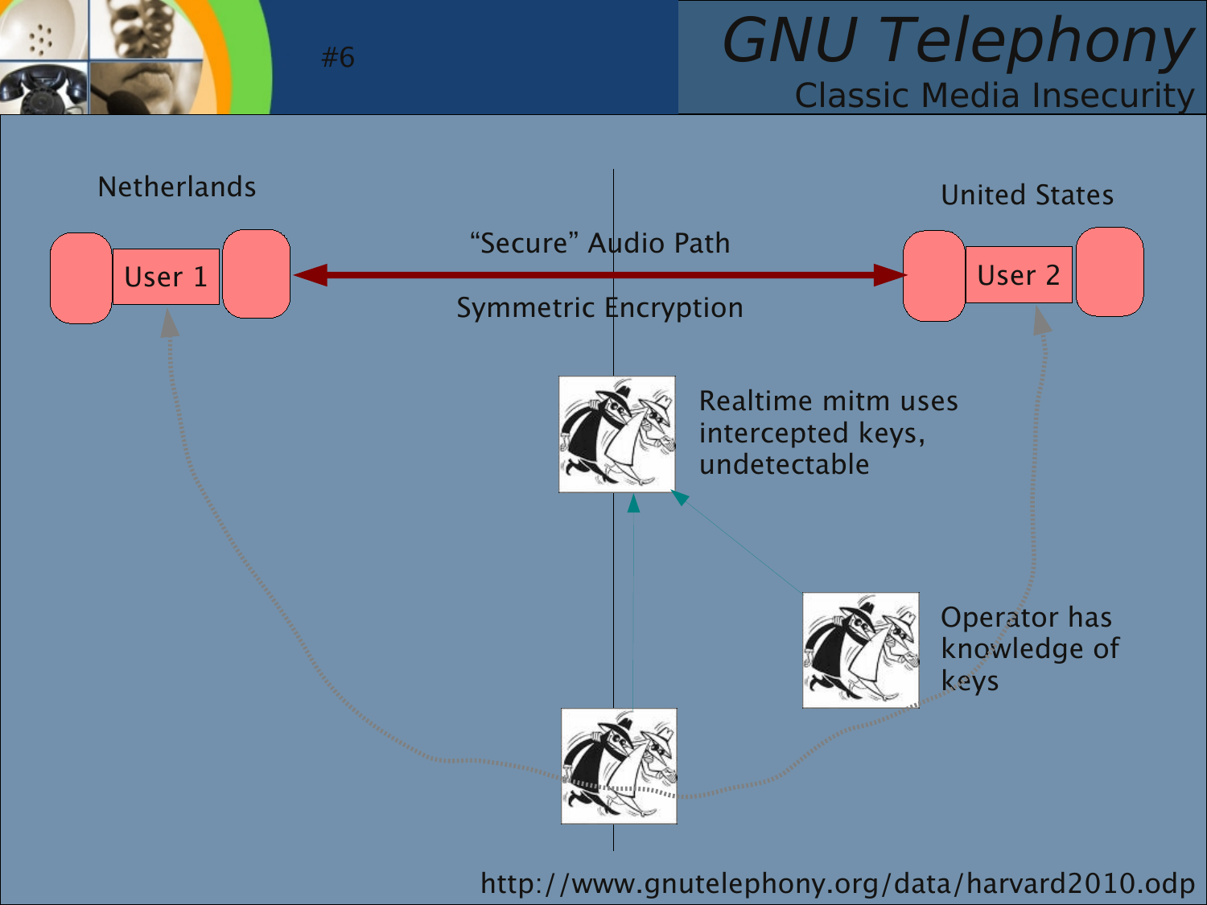# GNU Telephony

## Classic Media Insecurity

Netherlands

United States

User 1

User 2

"Secure" Audio Path

Symmetric Encryption

Realtime mitm uses intercepted keys, undetectable

Operator has knowledge of keys

http://www.gnutelephony.org/data/harvard2010.odp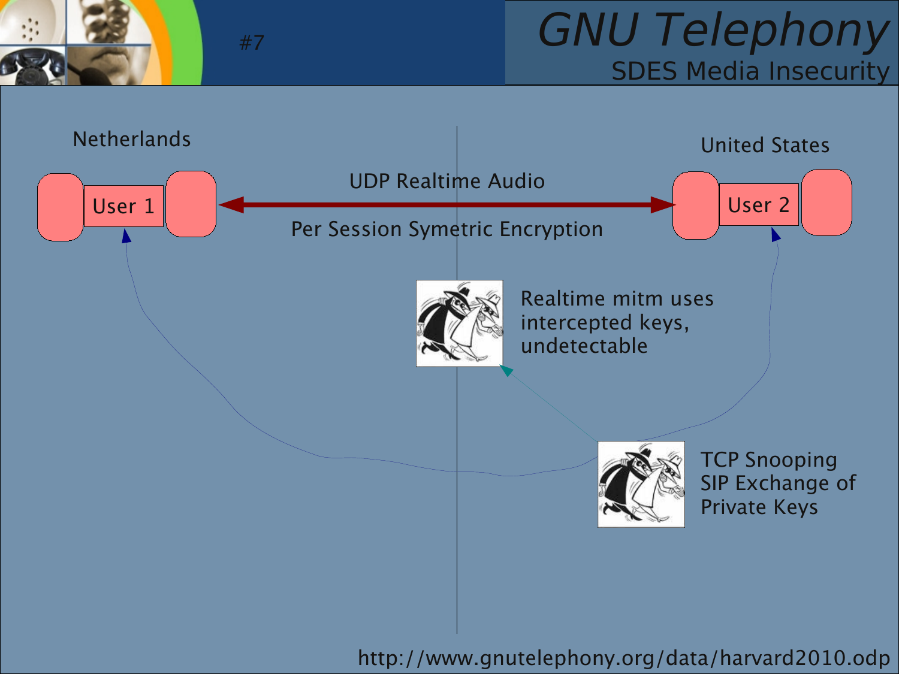# SDES Media Insecurity

Netherlands

United States

User 1

User 2

UDP Realtime Audio

Per Session Symetric Encryption

Realtime mitm uses intercepted keys, undetectable

TCP Snooping SIP Exchange of Private Keys

http://www.gnutelephony.org/data/harvard2010.odp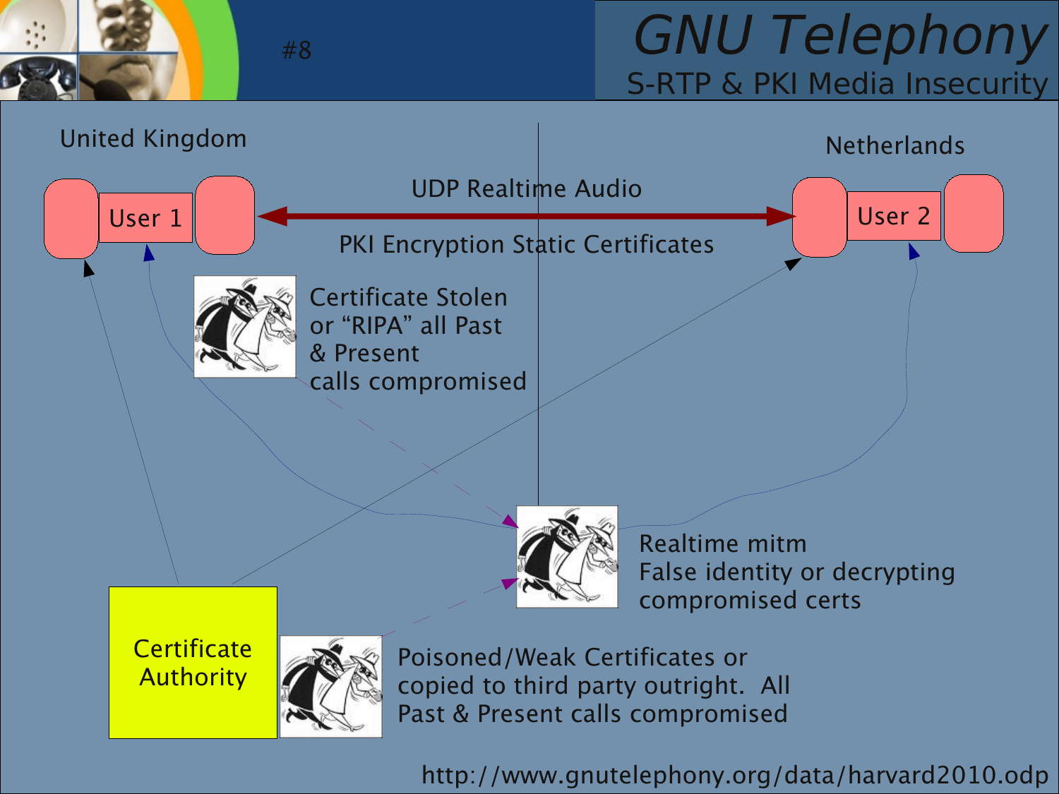# GNU Telephony

## S-RTP & PKI Media Insecurity

#8

United Kingdom

Netherlands

User 1

User 2

UDP Realtime Audio

PKI Encryption Static Certificates

Certificate Stolen or “RIPA” all Past & Present calls compromised

Realtime mitm
False identity or decrypting compromised certs

Certificate Authority

Poisoned/Weak Certificates or copied to third party outright. All Past & Present calls compromised

http://www.gnutelephony.org/data/harvard2010.odp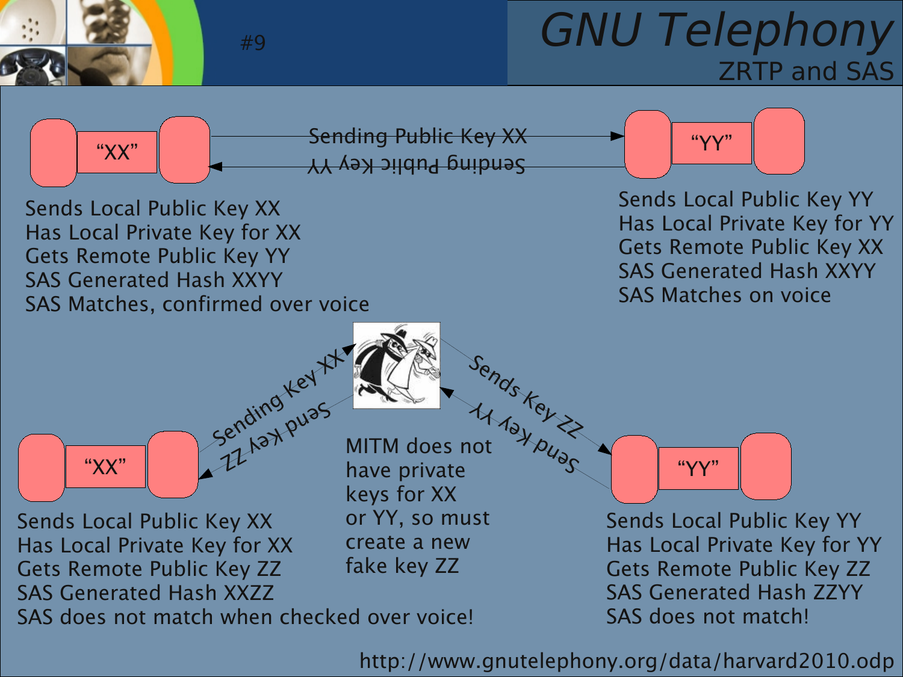# GNU Telephony

## ZRTP and SAS

"XX"

Sending Public Key XX

Sending Public Key YY

"YY"

Sends Local Public Key XX
Has Local Private Key for XX
Gets Remote Public Key YY
SAS Generated Hash XXYY
SAS Matches, confirmed over voice

Sends Local Public Key YY
Has Local Private Key for YY
Gets Remote Public Key XX
SAS Generated Hash XXYY
SAS Matches on voice

Sending Key XX

Send Key ZZ

Sends Key ZZ

Send Key YY

"XX"

"YY"

MITM does not have private keys for XX or YY, so must create a new fake key ZZ

Sends Local Public Key XX
Has Local Private Key for XX
Gets Remote Public Key ZZ
SAS Generated Hash XXZZ
SAS does not match when checked over voice!

Sends Local Public Key YY
Has Local Private Key for YY
Gets Remote Public Key ZZ
SAS Generated Hash ZZYY
SAS does not match!

http://www.gnutelephony.org/data/harvard2010.odp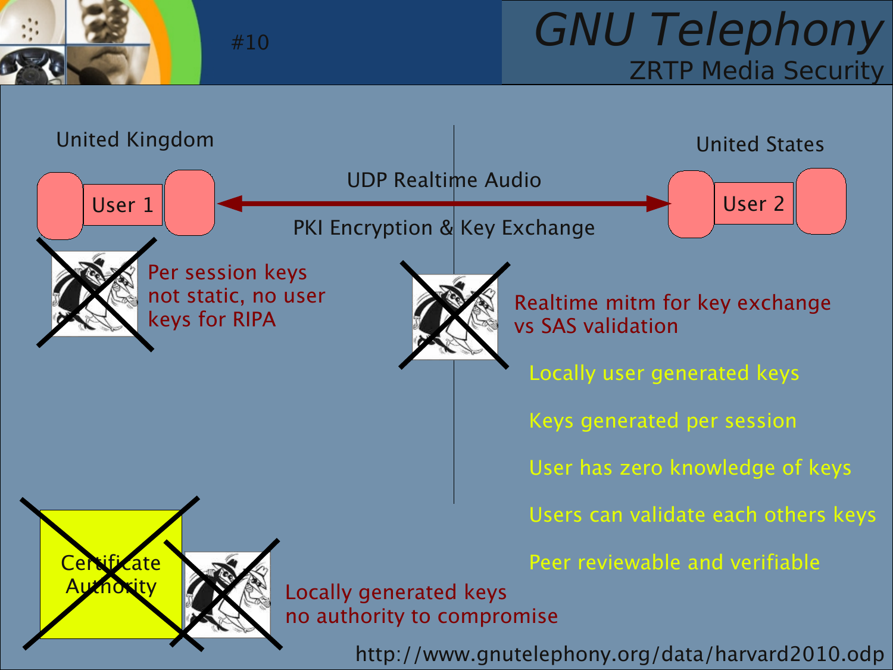# GNU Telephony

## ZRTP Media Security

United Kingdom

United States

User 1

User 2

UDP Realtime Audio

PKI Encryption & Key Exchange

Per session keys not static, no user keys for RIPA

Realtime mitm for key exchange vs SAS validation

- Locally user generated keys
- Keys generated per session
- User has zero knowledge of keys
- Users can validate each others keys
- Peer reviewable and verifiable

Certificate Authority

Locally generated keys no authority to compromise

http://www.gnutelephony.org/data/harvard2010.odp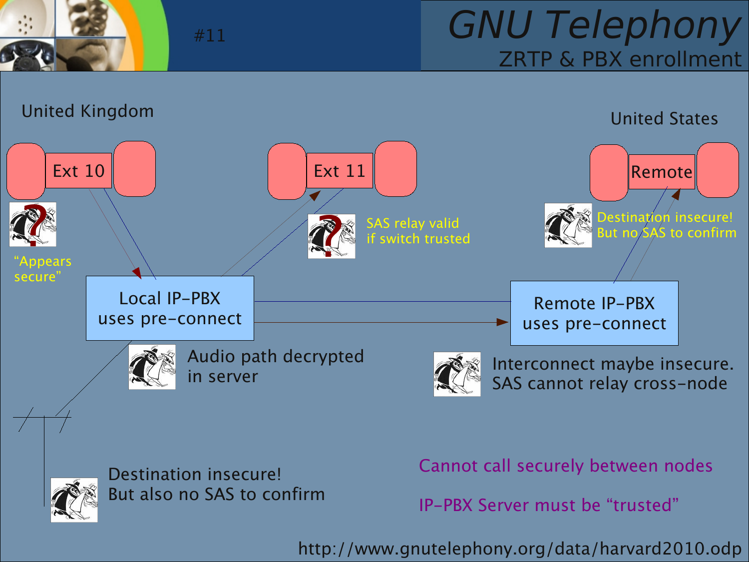# GNU Telephony

## ZRTP & PBX enrollment

United Kingdom

Ext 10

"Appears secure"

Ext 11

SAS relay valid if switch trusted

United States

Remote

Destination insecure! But no SAS to confirm

Local IP-PBX uses pre-connect

Audio path decrypted in server

Remote IP-PBX uses pre-connect

Interconnect maybe insecure. SAS cannot relay cross-node

Destination insecure! But also no SAS to confirm

Cannot call securely between nodes

IP-PBX Server must be "trusted"

http://www.gnutelephony.org/data/harvard2010.odp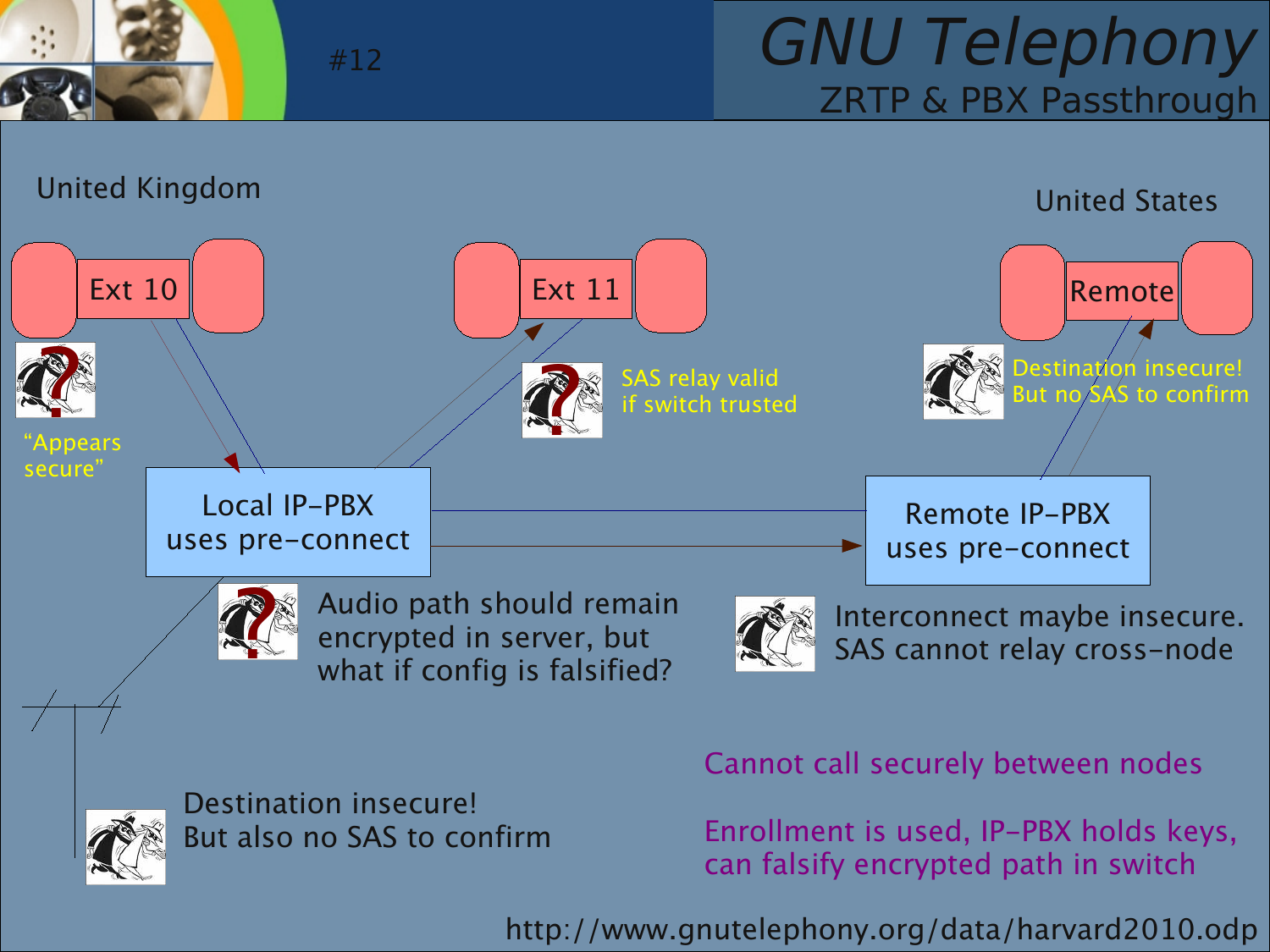# GNU Telephony

## ZRTP & PBX Passthrough

#12

United Kingdom

United States

Ext 10

Ext 11

Remote

"Appears secure"

SAS relay valid if switch trusted

Destination insecure! But no SAS to confirm

Local IP-PBX uses pre-connect

Remote IP-PBX uses pre-connect

Audio path should remain encrypted in server, but what if config is falsified?

Interconnect maybe insecure. SAS cannot relay cross-node

Destination insecure! But also no SAS to confirm

Cannot call securely between nodes

Enrollment is used, IP-PBX holds keys, can falsify encrypted path in switch

http://www.gnutelephony.org/data/harvard2010.odp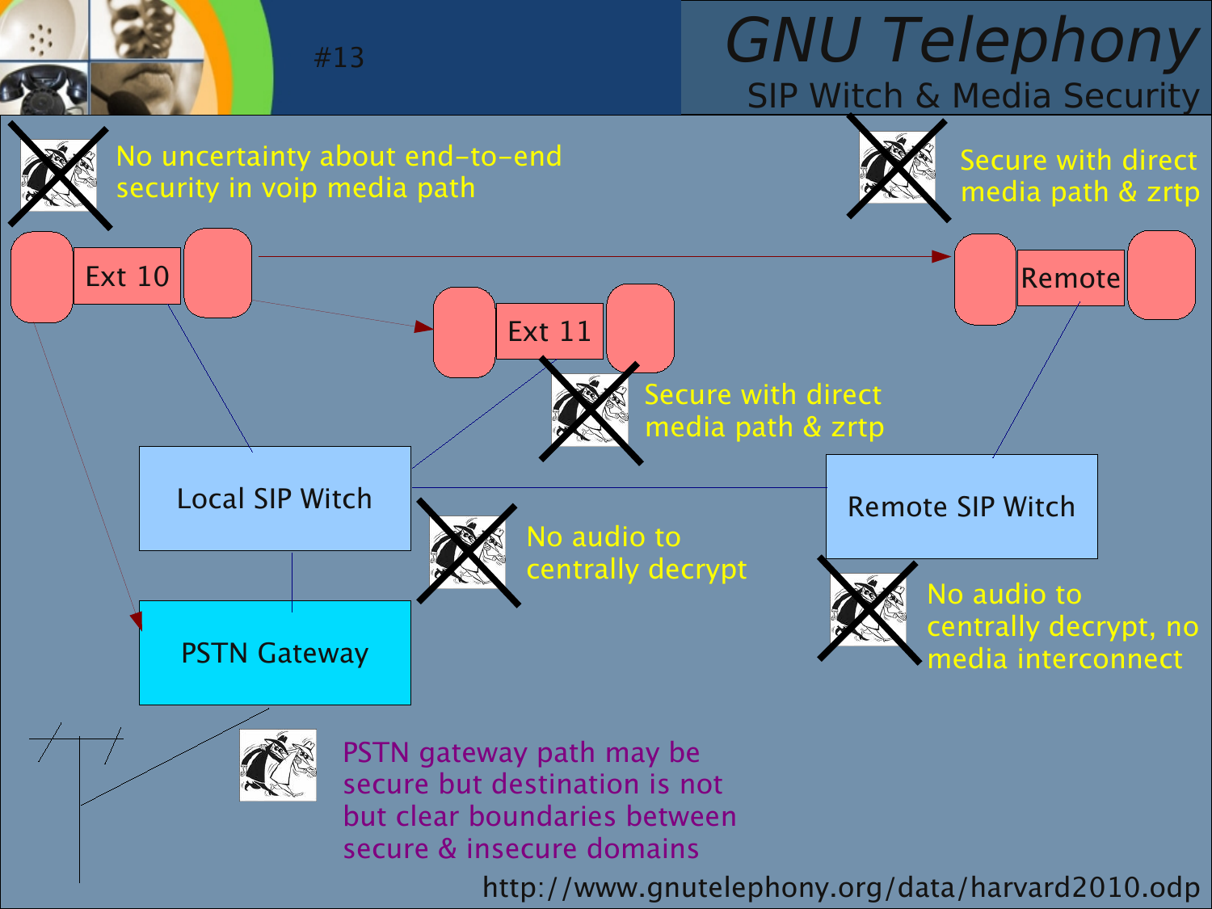# GNU Telephony

## SIP Witch & Media Security

#13

No uncertainty about end-to-end security in voip media path

Secure with direct media path & zrtp

Ext 10

Ext 11

Remote

Secure with direct media path & zrtp

Local SIP Witch

Remote SIP Witch

No audio to centrally decrypt

No audio to centrally decrypt, no media interconnect

PSTN Gateway

PSTN gateway path may be secure but destination is not but clear boundaries between secure & insecure domains

http://www.gnutelephony.org/data/harvard2010.odp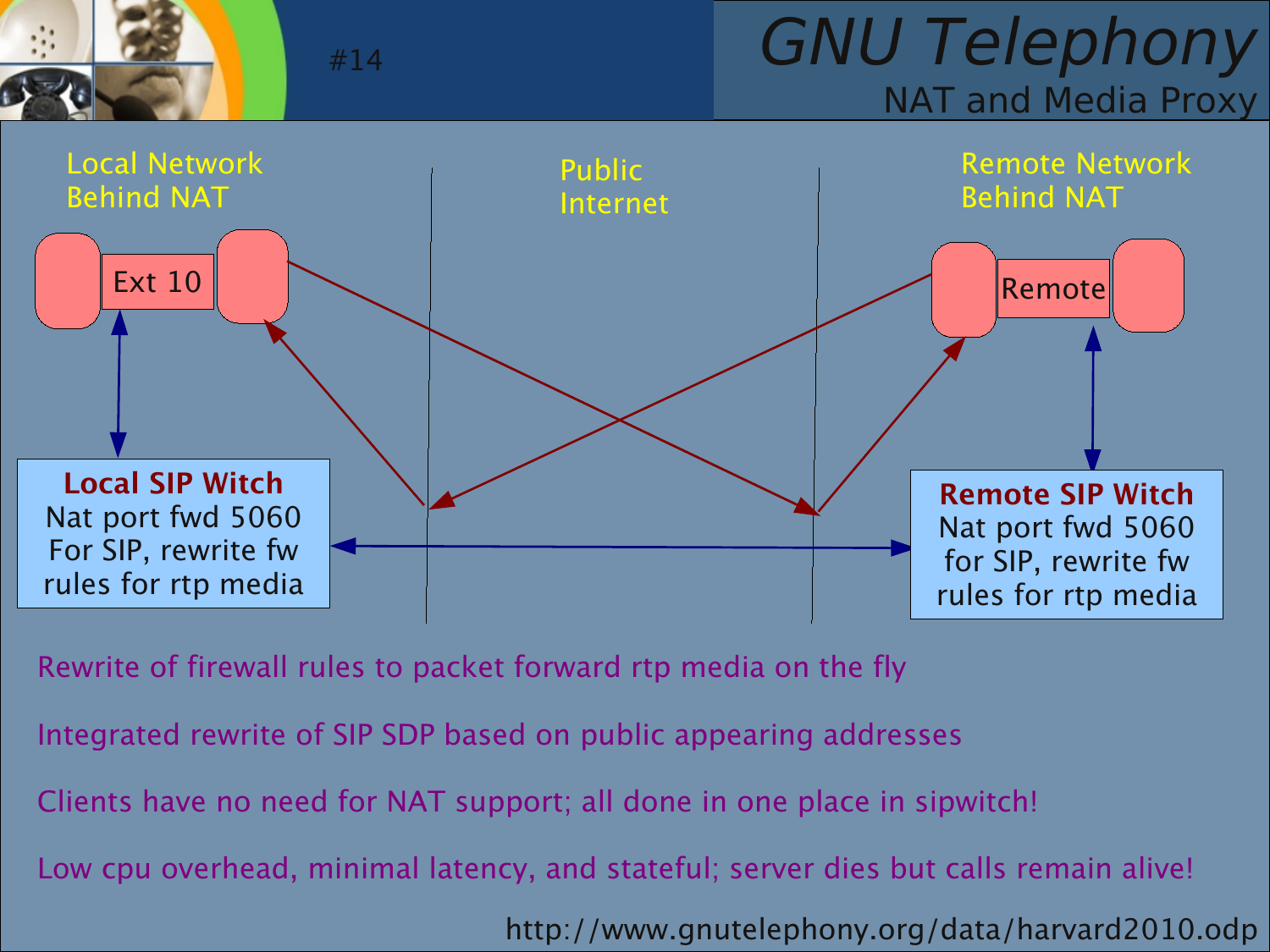# GNU Telephony

## NAT and Media Proxy

Local Network Behind NAT

Public Internet

Remote Network Behind NAT

Ext 10

Remote

**Local SIP Witch**
Nat port fwd 5060
For SIP, rewrite fw
rules for rtp media

**Remote SIP Witch**
Nat port fwd 5060
for SIP, rewrite fw
rules for rtp media

Rewrite of firewall rules to packet forward rtp media on the fly

Integrated rewrite of SIP SDP based on public appearing addresses

Clients have no need for NAT support; all done in one place in sipwitch!

Low cpu overhead, minimal latency, and stateful; server dies but calls remain alive!

http://www.gnutelephony.org/data/harvard2010.odp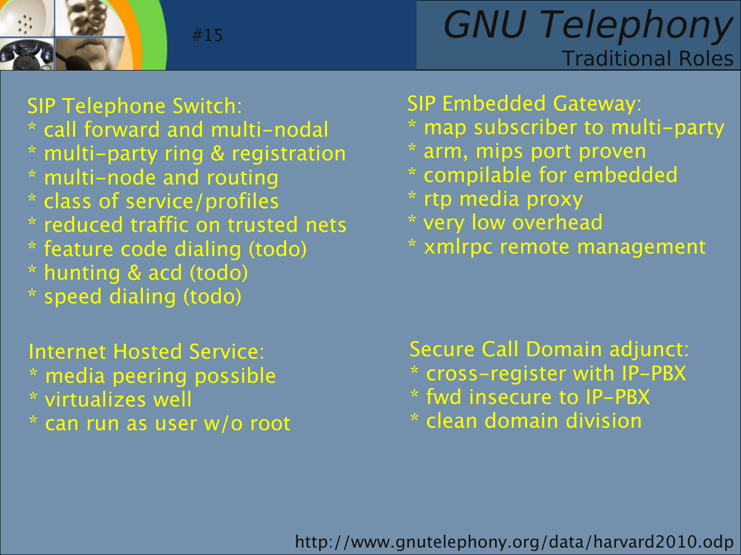# GNU Telephony

## Traditional Roles

SIP Telephone Switch:
* call forward and multi-nodal
* multi-party ring & registration
* multi-node and routing
* class of service/profiles
* reduced traffic on trusted nets
* feature code dialing (todo)
* hunting & acd (todo)
* speed dialing (todo)

SIP Embedded Gateway:
* map subscriber to multi-party
* arm, mips port proven
* compilable for embedded
* rtp media proxy
* very low overhead
* xmlrpc remote management

Internet Hosted Service:
* media peering possible
* virtualizes well
* can run as user w/o root

Secure Call Domain adjunct:
* cross-register with IP-PBX
* fwd insecure to IP-PBX
* clean domain division

http://www.gnutelephony.org/data/harvard2010.odp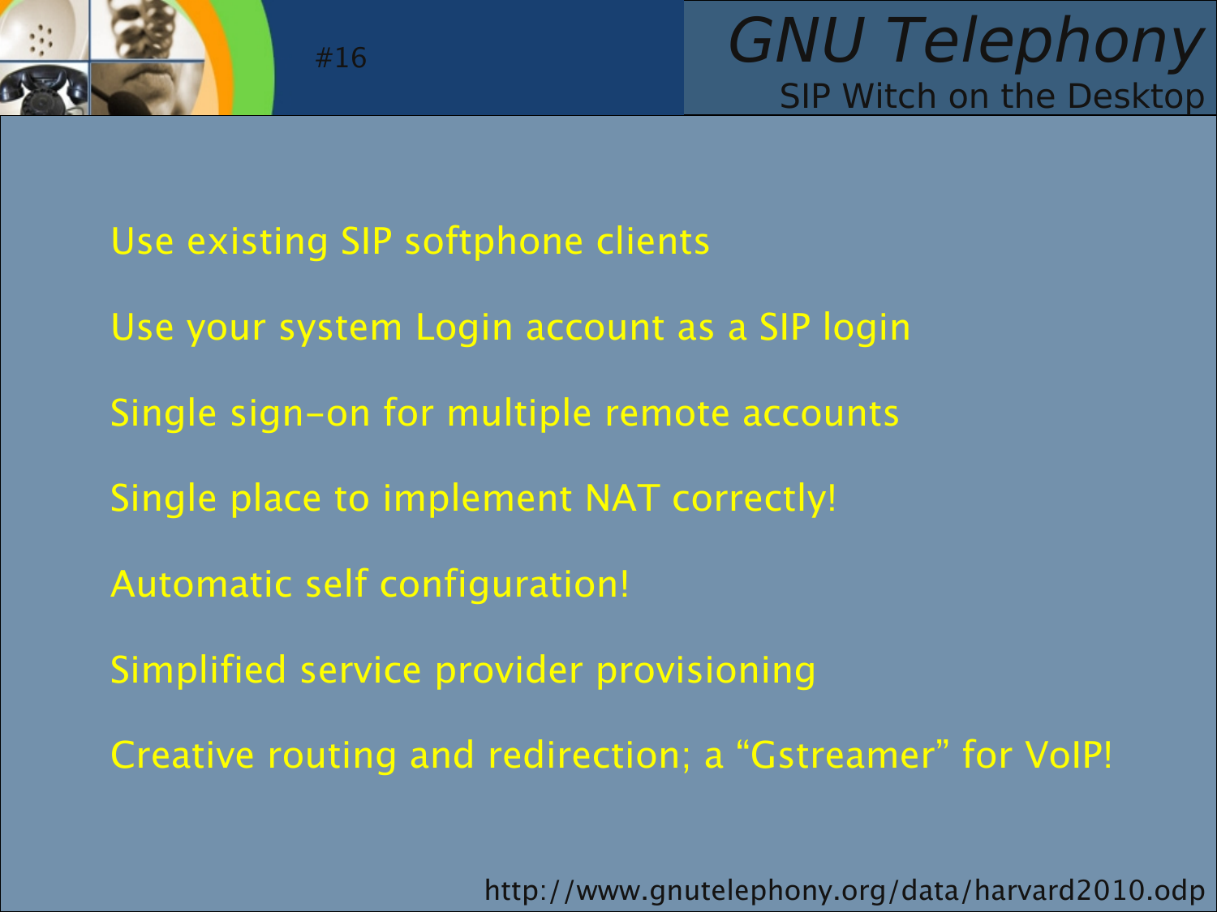- Use existing SIP softphone clients
- Use your system Login account as a SIP login
- Single sign-on for multiple remote accounts
- Single place to implement NAT correctly!
- Automatic self configuration!
- Simplified service provider provisioning
- Creative routing and redirection; a “Gstreamer” for VoIP!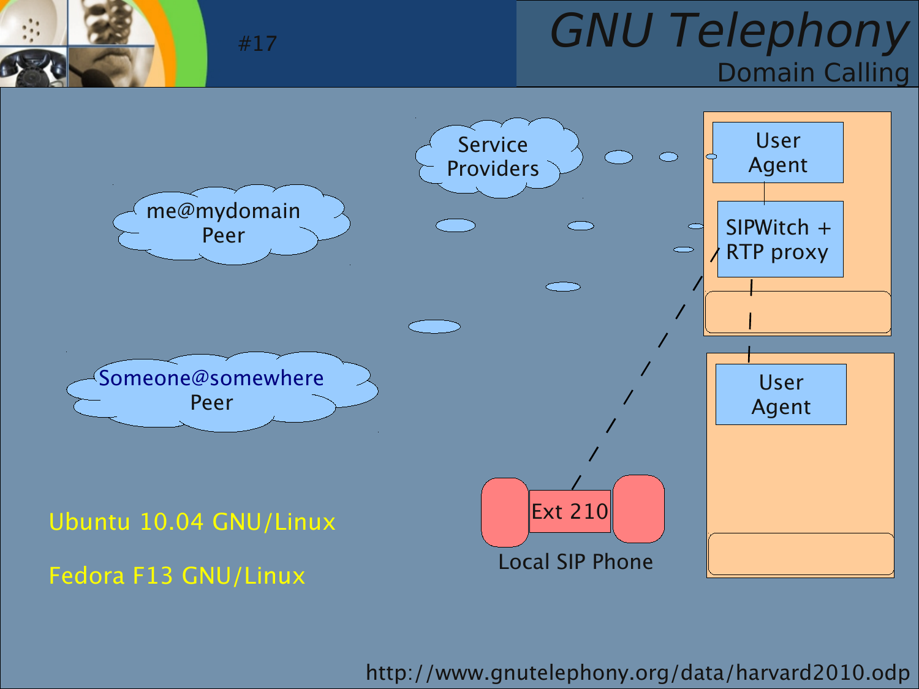# GNU Telephony

## Domain Calling

Service Providers

me@mydomain Peer

Someone@somewhere Peer

User Agent

SIPWitch + RTP proxy

User Agent

Ext 210

Local SIP Phone

Ubuntu 10.04 GNU/Linux

Fedora F13 GNU/Linux

http://www.gnutelephony.org/data/harvard2010.odp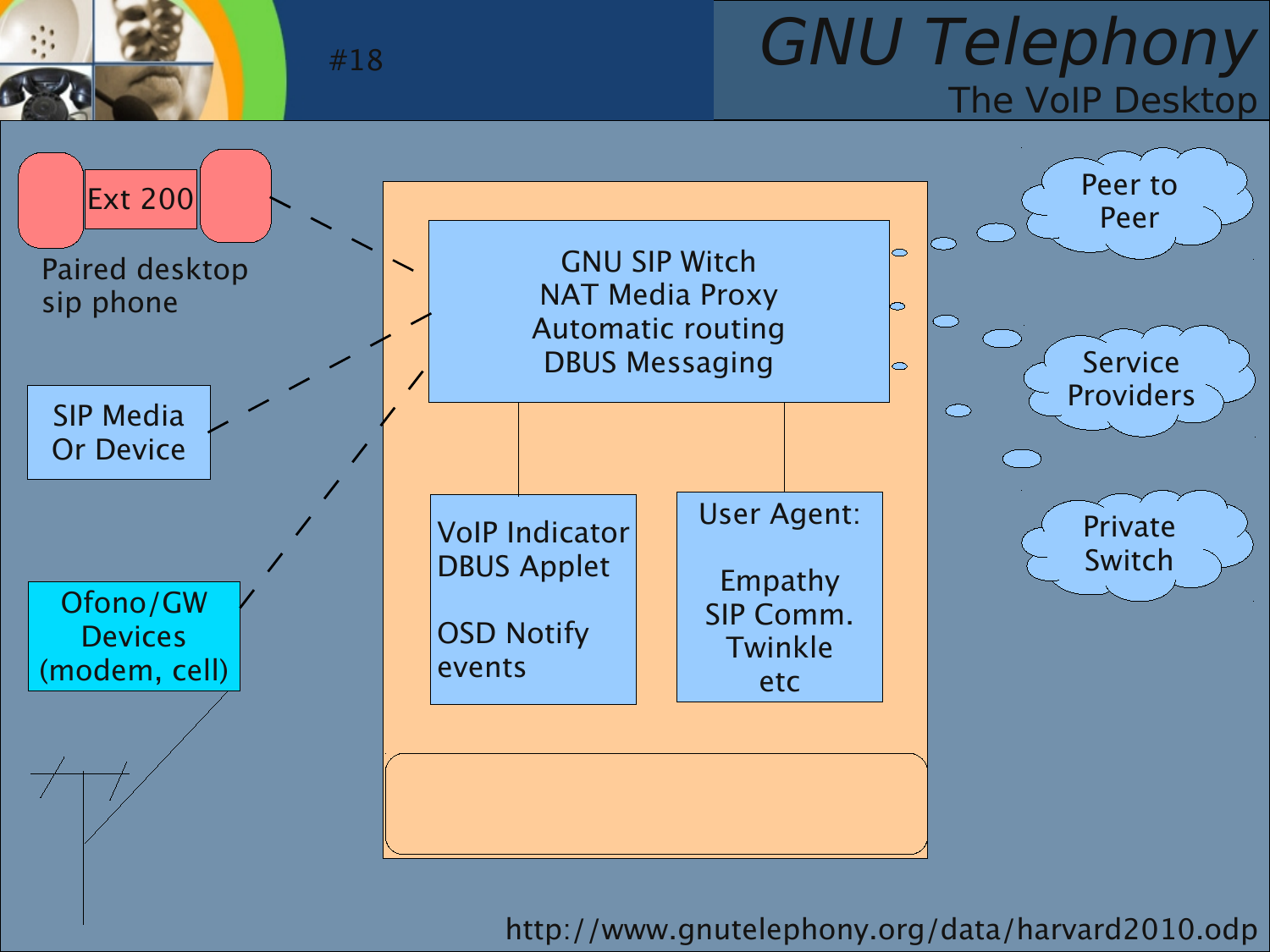# GNU Telephony

## The VoIP Desktop

#18

Ext 200

Paired desktop sip phone

SIP Media Or Device

Ofono/GW Devices (modem, cell)

GNU SIP Witch
NAT Media Proxy
Automatic routing
DBUS Messaging

VoIP Indicator DBUS Applet

OSD Notify events

User Agent:

Empathy
SIP Comm.
Twinkle
etc

Peer to Peer

Service Providers

Private Switch

http://www.gnutelephony.org/data/harvard2010.odp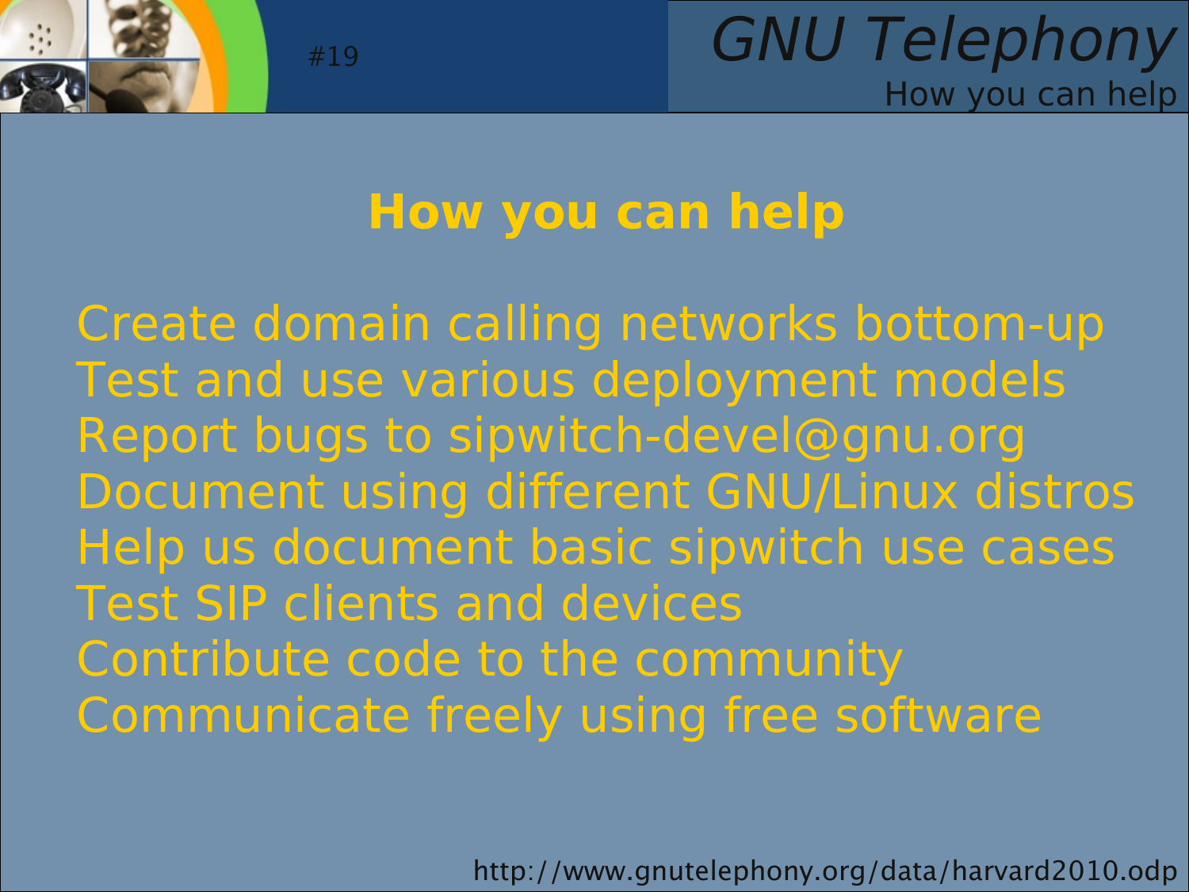## How you can help

Create domain calling networks bottom-up
Test and use various deployment models
Report bugs to sipwitch-devel@gnu.org
Document using different GNU/Linux distros
Help us document basic sipwitch use cases
Test SIP clients and devices
Contribute code to the community
Communicate freely using free software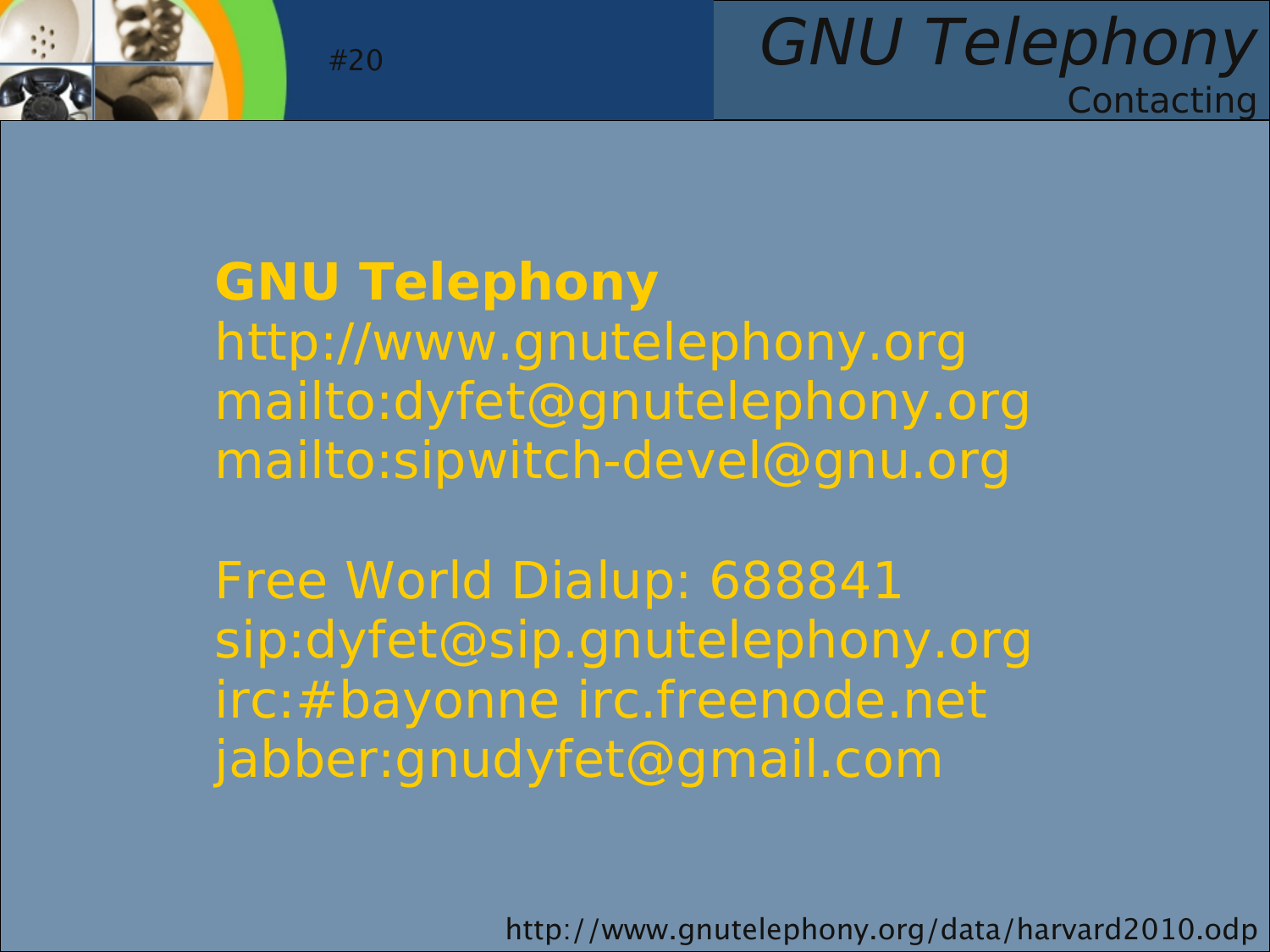## Contacting

**GNU Telephony**
http://www.gnutelephony.org
mailto:dyfet@gnutelephony.org
mailto:sipwitch-devel@gnu.org

Free World Dialup: 688841
sip:dyfet@sip.gnutelephony.org
irc:#bayonne irc.freenode.net
jabber:gnudyfet@gmail.com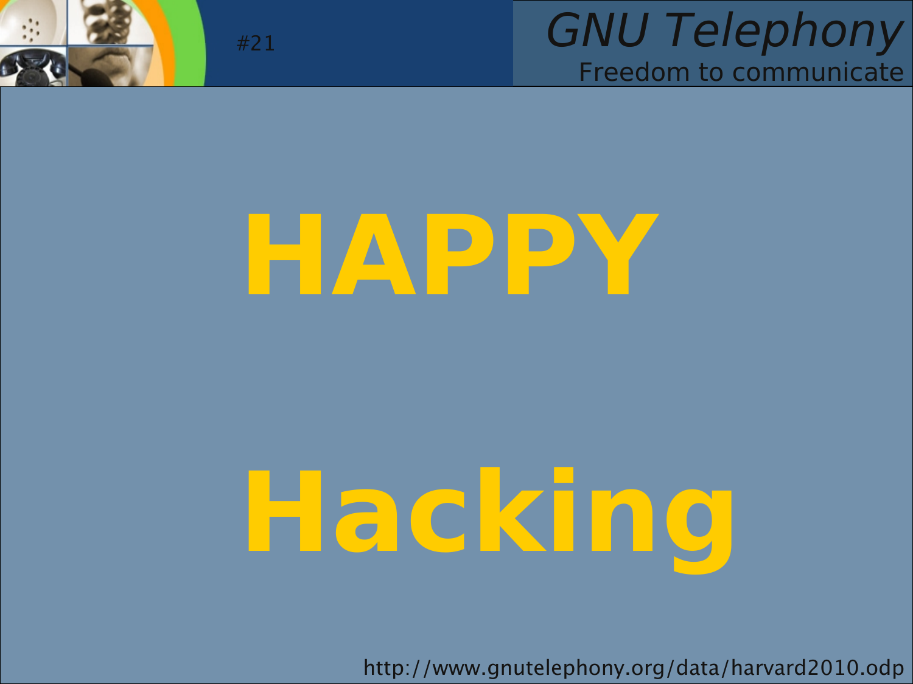# HAPPY

# Hacking

http://www.gnutelephony.org/data/harvard2010.odp